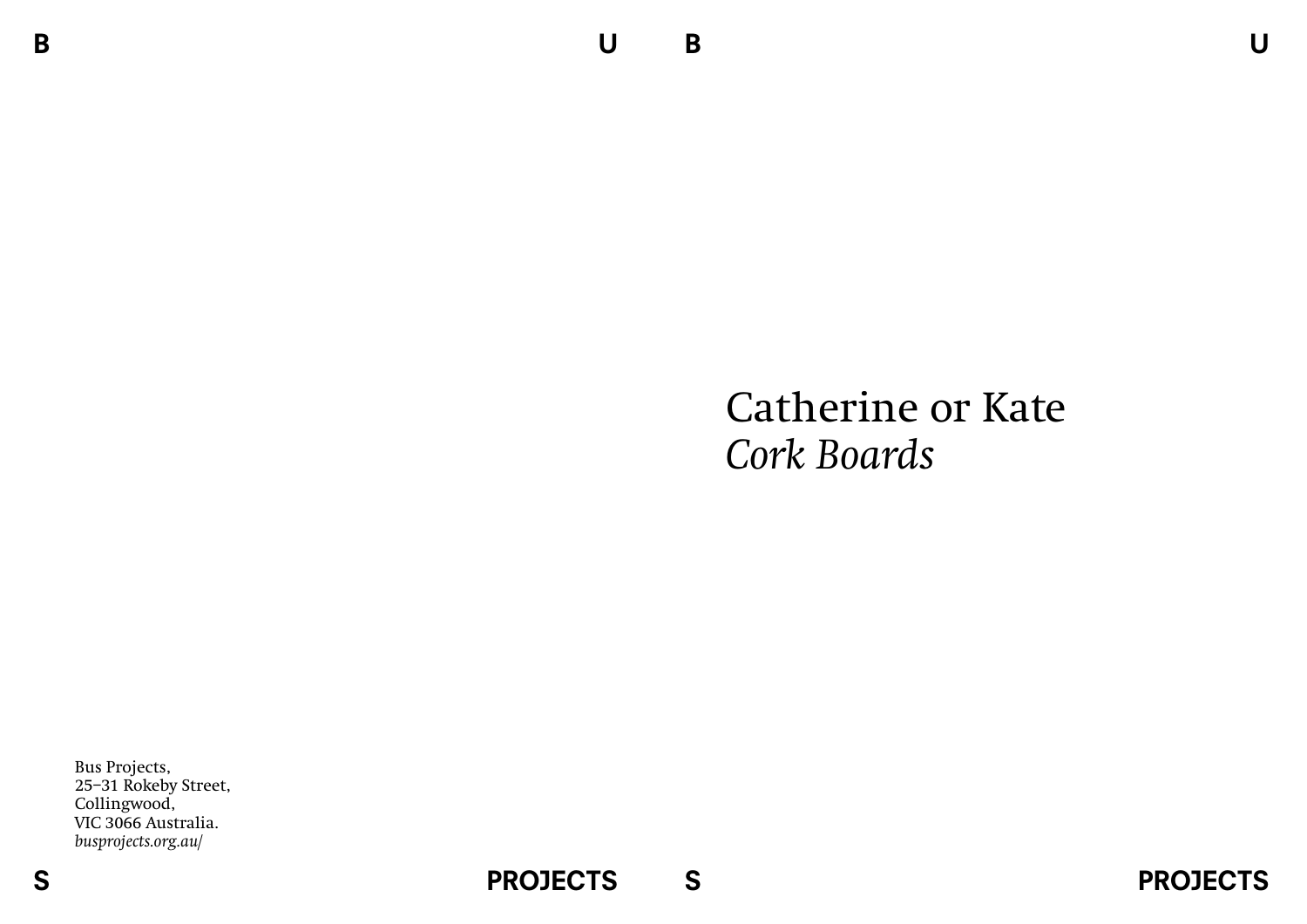Bus Projects,
25–31 Rokeby Street,
Collingwood,
VIC 3066 Australia.
*busprojects.org.au/*

# Catherine or Kate

## *Cork Boards*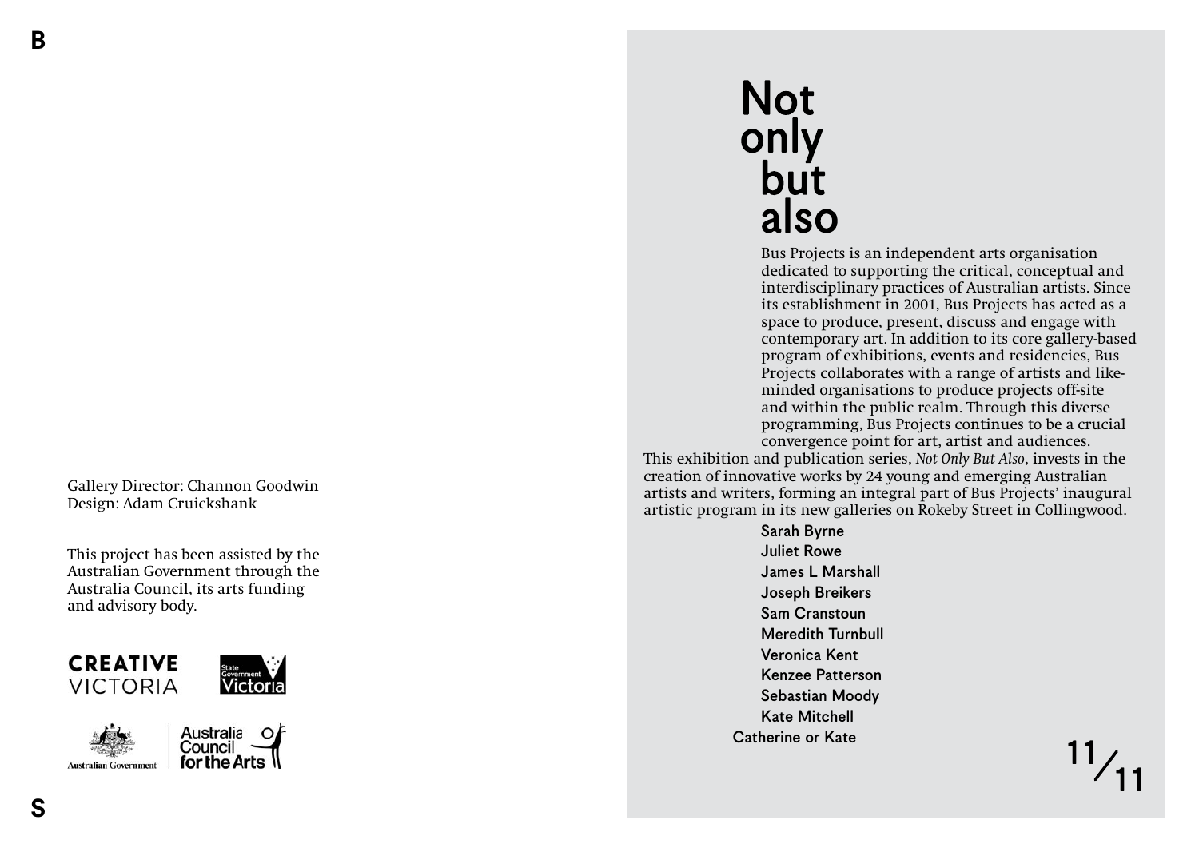Gallery Director: Channon Goodwin
Design: Adam Cruickshank

This project has been assisted by the Australian Government through the Australia Council, its arts funding and advisory body.

CREATIVE VICTORIA

State Government Victoria

Australian Government

Australia Council for the Arts

# Not only but also

Bus Projects is an independent arts organisation dedicated to supporting the critical, conceptual and interdisciplinary practices of Australian artists. Since its establishment in 2001, Bus Projects has acted as a space to produce, present, discuss and engage with contemporary art. In addition to its core gallery-based program of exhibitions, events and residencies, Bus Projects collaborates with a range of artists and like-minded organisations to produce projects off-site and within the public realm. Through this diverse programming, Bus Projects continues to be a crucial convergence point for art, artist and audiences.

This exhibition and publication series, *Not Only But Also*, invests in the creation of innovative works by 24 young and emerging Australian artists and writers, forming an integral part of Bus Projects' inaugural artistic program in its new galleries on Rokeby Street in Collingwood.

Sarah Byrne
Juliet Rowe
James L Marshall
Joseph Breikers
Sam Cranstoun
Meredith Turnbull
Veronica Kent
Kenzee Patterson
Sebastian Moody
Kate Mitchell
Catherine or Kate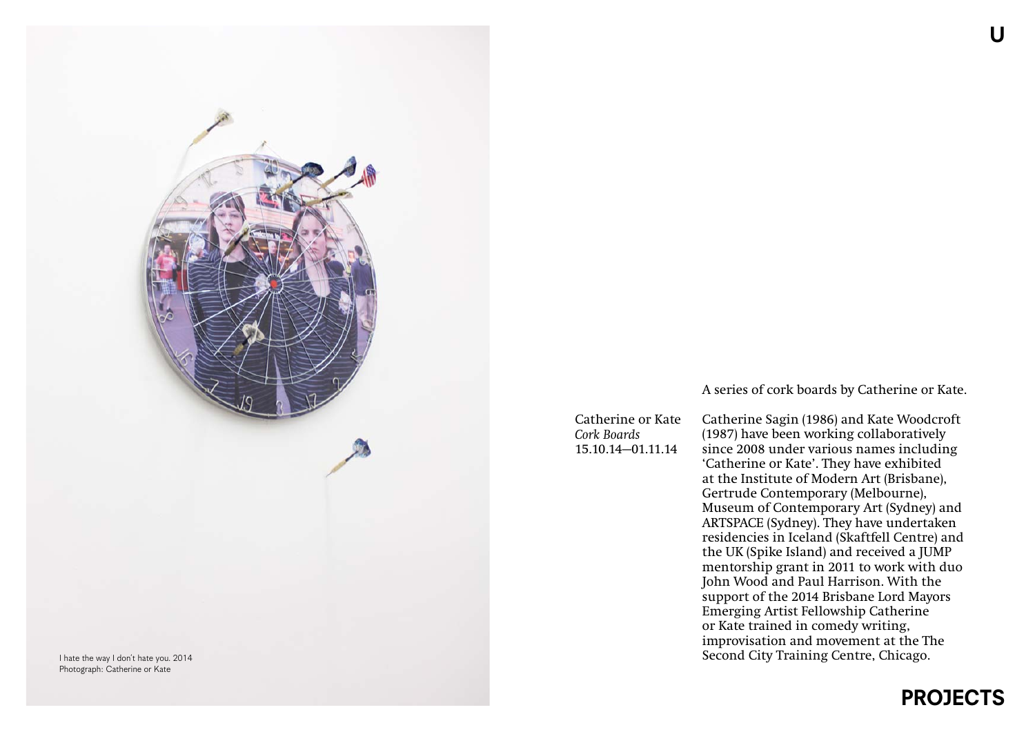I hate the way I don't hate you. 2014
Photograph: Catherine or Kate

A series of cork boards by Catherine or Kate.

Catherine or Kate
*Cork Boards*
15.10.14—01.11.14

Catherine Sagin (1986) and Kate Woodcroft (1987) have been working collaboratively since 2008 under various names including 'Catherine or Kate'. They have exhibited at the Institute of Modern Art (Brisbane), Gertrude Contemporary (Melbourne), Museum of Contemporary Art (Sydney) and ARTSPACE (Sydney). They have undertaken residencies in Iceland (Skaftfell Centre) and the UK (Spike Island) and received a JUMP mentorship grant in 2011 to work with duo John Wood and Paul Harrison. With the support of the 2014 Brisbane Lord Mayors Emerging Artist Fellowship Catherine or Kate trained in comedy writing, improvisation and movement at the The Second City Training Centre, Chicago.

**PROJECTS**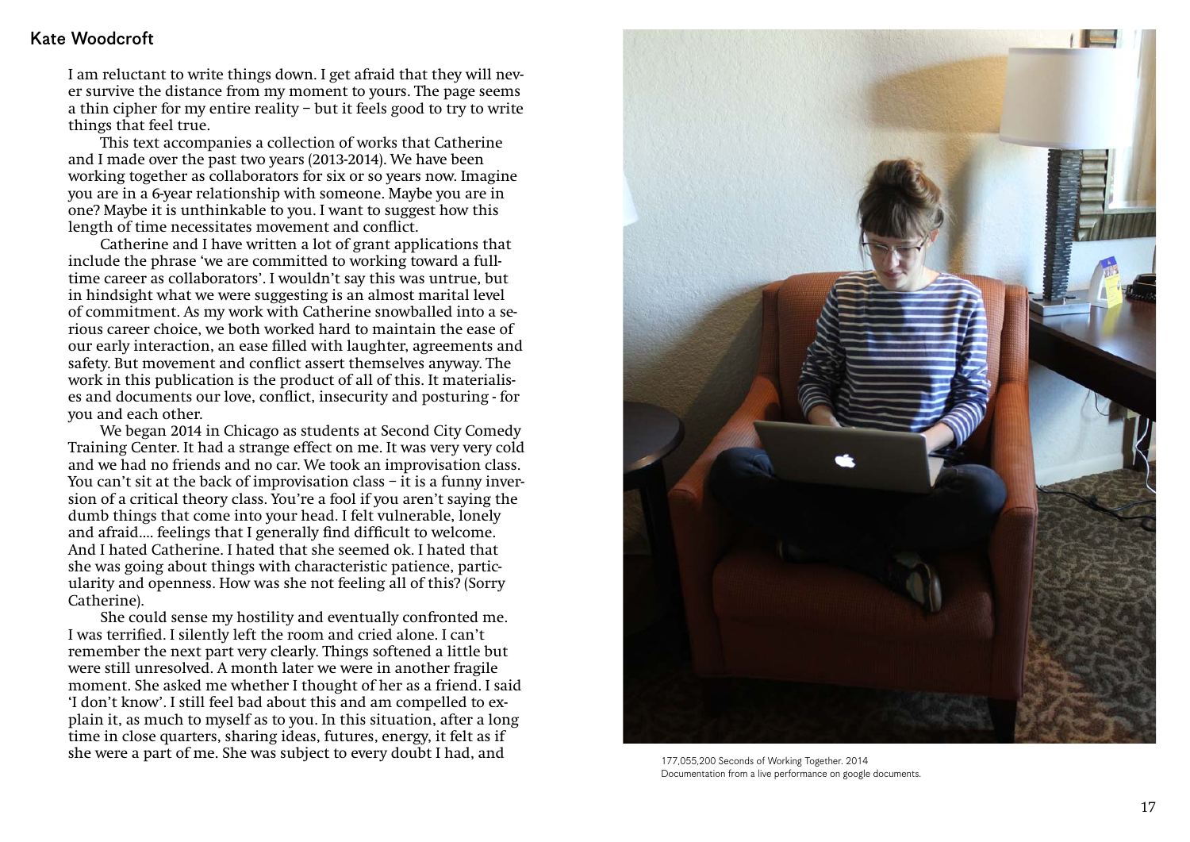## Kate Woodcroft

I am reluctant to write things down. I get afraid that they will never survive the distance from my moment to yours. The page seems a thin cipher for my entire reality – but it feels good to try to write things that feel true.

This text accompanies a collection of works that Catherine and I made over the past two years (2013-2014). We have been working together as collaborators for six or so years now. Imagine you are in a 6-year relationship with someone. Maybe you are in one? Maybe it is unthinkable to you. I want to suggest how this length of time necessitates movement and conflict.

Catherine and I have written a lot of grant applications that include the phrase 'we are committed to working toward a full-time career as collaborators'. I wouldn't say this was untrue, but in hindsight what we were suggesting is an almost marital level of commitment. As my work with Catherine snowballed into a serious career choice, we both worked hard to maintain the ease of our early interaction, an ease filled with laughter, agreements and safety. But movement and conflict assert themselves anyway. The work in this publication is the product of all of this. It materialises and documents our love, conflict, insecurity and posturing - for you and each other.

We began 2014 in Chicago as students at Second City Comedy Training Center. It had a strange effect on me. It was very very cold and we had no friends and no car. We took an improvisation class. You can't sit at the back of improvisation class – it is a funny inversion of a critical theory class. You're a fool if you aren't saying the dumb things that come into your head. I felt vulnerable, lonely and afraid.... feelings that I generally find difficult to welcome. And I hated Catherine. I hated that she seemed ok. I hated that she was going about things with characteristic patience, particularity and openness. How was she not feeling all of this? (Sorry Catherine).

She could sense my hostility and eventually confronted me. I was terrified. I silently left the room and cried alone. I can't remember the next part very clearly. Things softened a little but were still unresolved. A month later we were in another fragile moment. She asked me whether I thought of her as a friend. I said 'I don't know'. I still feel bad about this and am compelled to explain it, as much to myself as to you. In this situation, after a long time in close quarters, sharing ideas, futures, energy, it felt as if she were a part of me. She was subject to every doubt I had, and

177,055,200 Seconds of Working Together. 2014
Documentation from a live performance on google documents.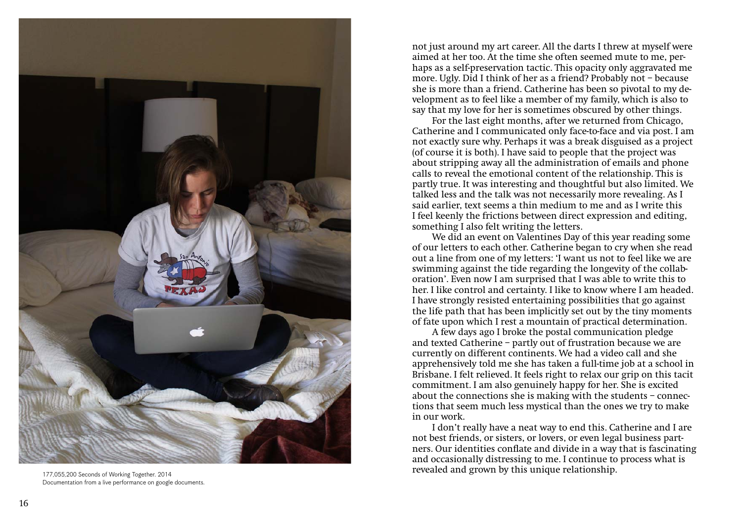177,055,200 Seconds of Working Together. 2014
Documentation from a live performance on google documents.

not just around my art career. All the darts I threw at myself were aimed at her too. At the time she often seemed mute to me, perhaps as a self-preservation tactic. This opacity only aggravated me more. Ugly. Did I think of her as a friend? Probably not – because she is more than a friend. Catherine has been so pivotal to my development as to feel like a member of my family, which is also to say that my love for her is sometimes obscured by other things.

For the last eight months, after we returned from Chicago, Catherine and I communicated only face-to-face and via post. I am not exactly sure why. Perhaps it was a break disguised as a project (of course it is both). I have said to people that the project was about stripping away all the administration of emails and phone calls to reveal the emotional content of the relationship. This is partly true. It was interesting and thoughtful but also limited. We talked less and the talk was not necessarily more revealing. As I said earlier, text seems a thin medium to me and as I write this I feel keenly the frictions between direct expression and editing, something I also felt writing the letters.

We did an event on Valentines Day of this year reading some of our letters to each other. Catherine began to cry when she read out a line from one of my letters: 'I want us not to feel like we are swimming against the tide regarding the longevity of the collaboration'. Even now I am surprised that I was able to write this to her. I like control and certainty. I like to know where I am headed. I have strongly resisted entertaining possibilities that go against the life path that has been implicitly set out by the tiny moments of fate upon which I rest a mountain of practical determination.

A few days ago I broke the postal communication pledge and texted Catherine – partly out of frustration because we are currently on different continents. We had a video call and she apprehensively told me she has taken a full-time job at a school in Brisbane. I felt relieved. It feels right to relax our grip on this tacit commitment. I am also genuinely happy for her. She is excited about the connections she is making with the students – connections that seem much less mystical than the ones we try to make in our work.

I don't really have a neat way to end this. Catherine and I are not best friends, or sisters, or lovers, or even legal business partners. Our identities conflate and divide in a way that is fascinating and occasionally distressing to me. I continue to process what is revealed and grown by this unique relationship.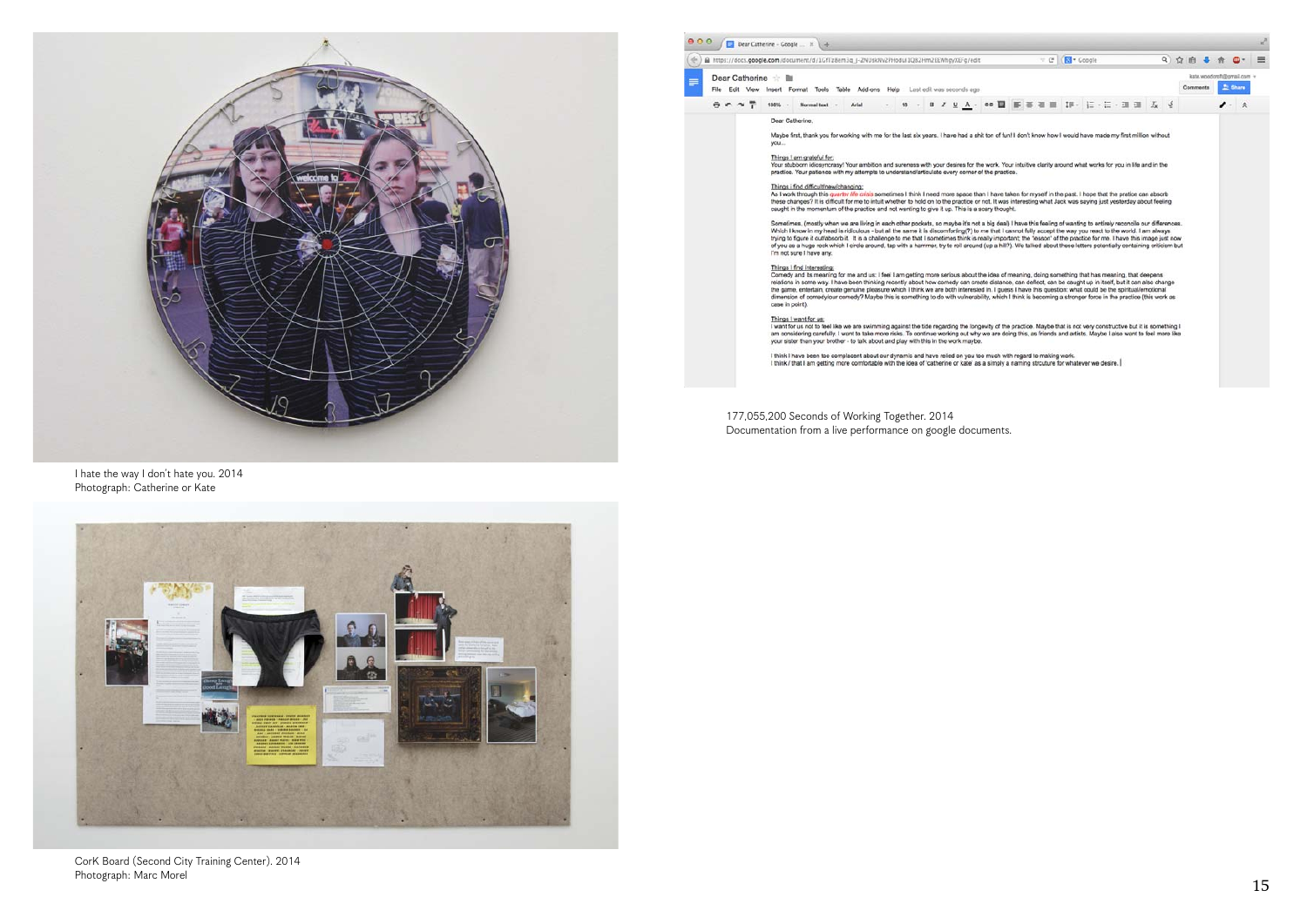I hate the way I don't hate you. 2014
Photograph: Catherine or Kate

177,055,200 Seconds of Working Together. 2014
Documentation from a live performance on google documents.

CorK Board (Second City Training Center). 2014
Photograph: Marc Morel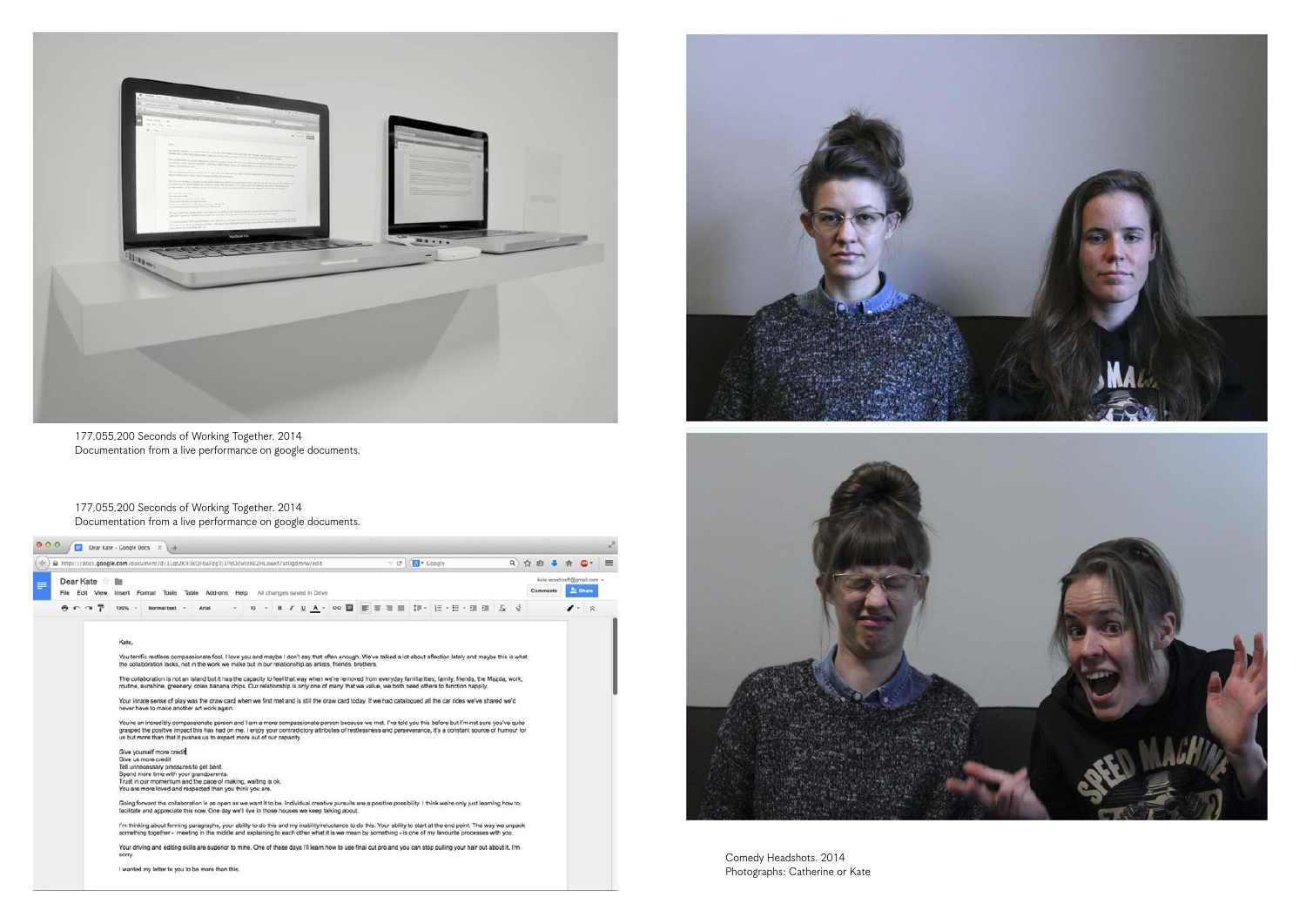177,055,200 Seconds of Working Together. 2014
Documentation from a live performance on google documents.

177,055,200 Seconds of Working Together. 2014
Documentation from a live performance on google documents.

Comedy Headshots. 2014
Photographs: Catherine or Kate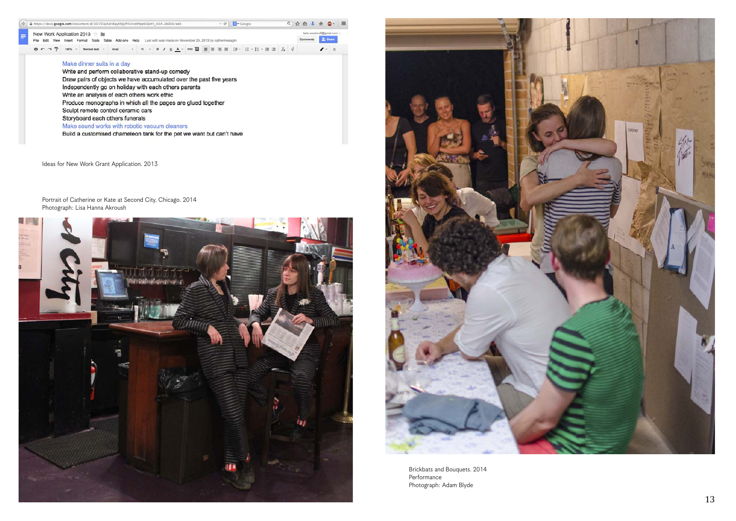Make dinner suits in a day
Write and perform collaborative stand-up comedy
Draw pairs of objects we have accumulated over the past five years
Independently go on holiday with each others parents
Write an analysis of each others work ethic
Produce monographs in which all the pages are glued together
Sculpt remote control ceramic cars
Storyboard each others funerals
Make sound works with robotic vacuum cleaners
Build a customised chameleon tank for the pet we want but can't have

Ideas for New Work Grant Application. 2013

Portrait of Catherine or Kate at Second City, Chicago. 2014
Photograph: Lisa Hanna Akroush

Brickbats and Bouquets. 2014
Performance
Photograph: Adam Blyde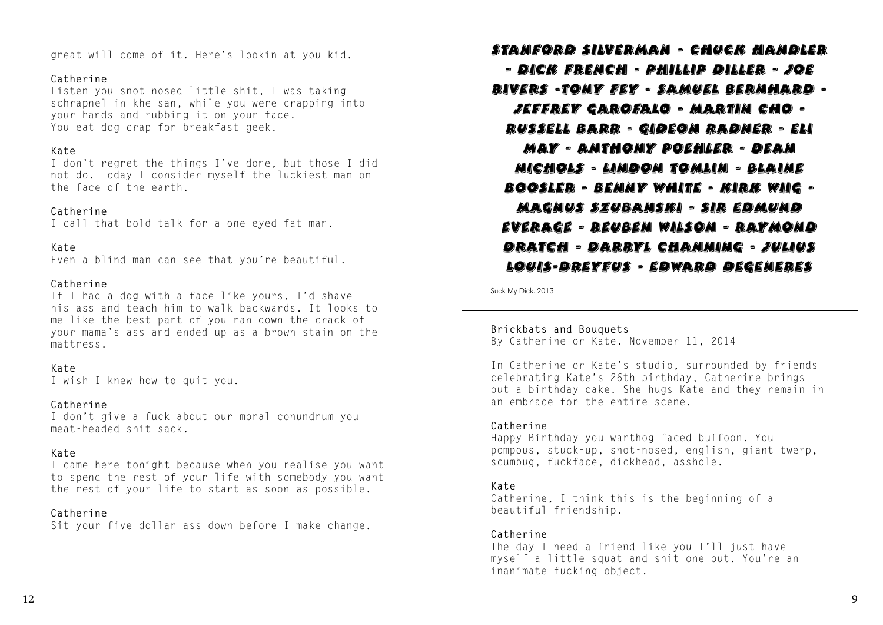great will come of it. Here's lookin at you kid.

**Catherine**
Listen you snot nosed little shit, I was taking schrapnel in khe san, while you were crapping into your hands and rubbing it on your face.
You eat dog crap for breakfast geek.

**Kate**
I don't regret the things I've done, but those I did not do. Today I consider myself the luckiest man on the face of the earth.

**Catherine**
I call that bold talk for a one-eyed fat man.

**Kate**
Even a blind man can see that you're beautiful.

**Catherine**
If I had a dog with a face like yours, I'd shave his ass and teach him to walk backwards. It looks to me like the best part of you ran down the crack of your mama's ass and ended up as a brown stain on the mattress.

**Kate**
I wish I knew how to quit you.

**Catherine**
I don't give a fuck about our moral conundrum you meat-headed shit sack.

**Kate**
I came here tonight because when you realise you want to spend the rest of your life with somebody you want the rest of your life to start as soon as possible.

**Catherine**
Sit your five dollar ass down before I make change.

STANFORD SILVERMAN - CHUCK HANDLER - DICK FRENCH - PHILLIP DILLER - JOE RIVERS -TONY FEY - SAMUEL BERNHARD - JEFFREY GAROFALO - MARTIN CHO - RUSSELL BARR - GIDEON RADNER - ELI MAY - ANTHONY POEHLER - DEAN NICHOLS - LINDON TOMLIN - BLAINE BOOSLER - BENNY WHITE - KIRK WIIG - MAGNUS SZUBANSKI - SIR EDMUND EVERAGE - REUBEN WILSON - RAYMOND DRATCH - DARRYL CHANNING - JULIUS LOUIS-DREYFUS - EDWARD DEGENERES

Suck My Dick. 2013

---

**Brickbats and Bouquets**
By Catherine or Kate. November 11, 2014

In Catherine or Kate's studio, surrounded by friends celebrating Kate's 26th birthday, Catherine brings out a birthday cake. She hugs Kate and they remain in an embrace for the entire scene.

**Catherine**
Happy Birthday you warthog faced buffoon. You pompous, stuck-up, snot-nosed, english, giant twerp, scumbug, fuckface, dickhead, asshole.

**Kate**
Catherine, I think this is the beginning of a beautiful friendship.

**Catherine**
The day I need a friend like you I'll just have myself a little squat and shit one out. You're an inanimate fucking object.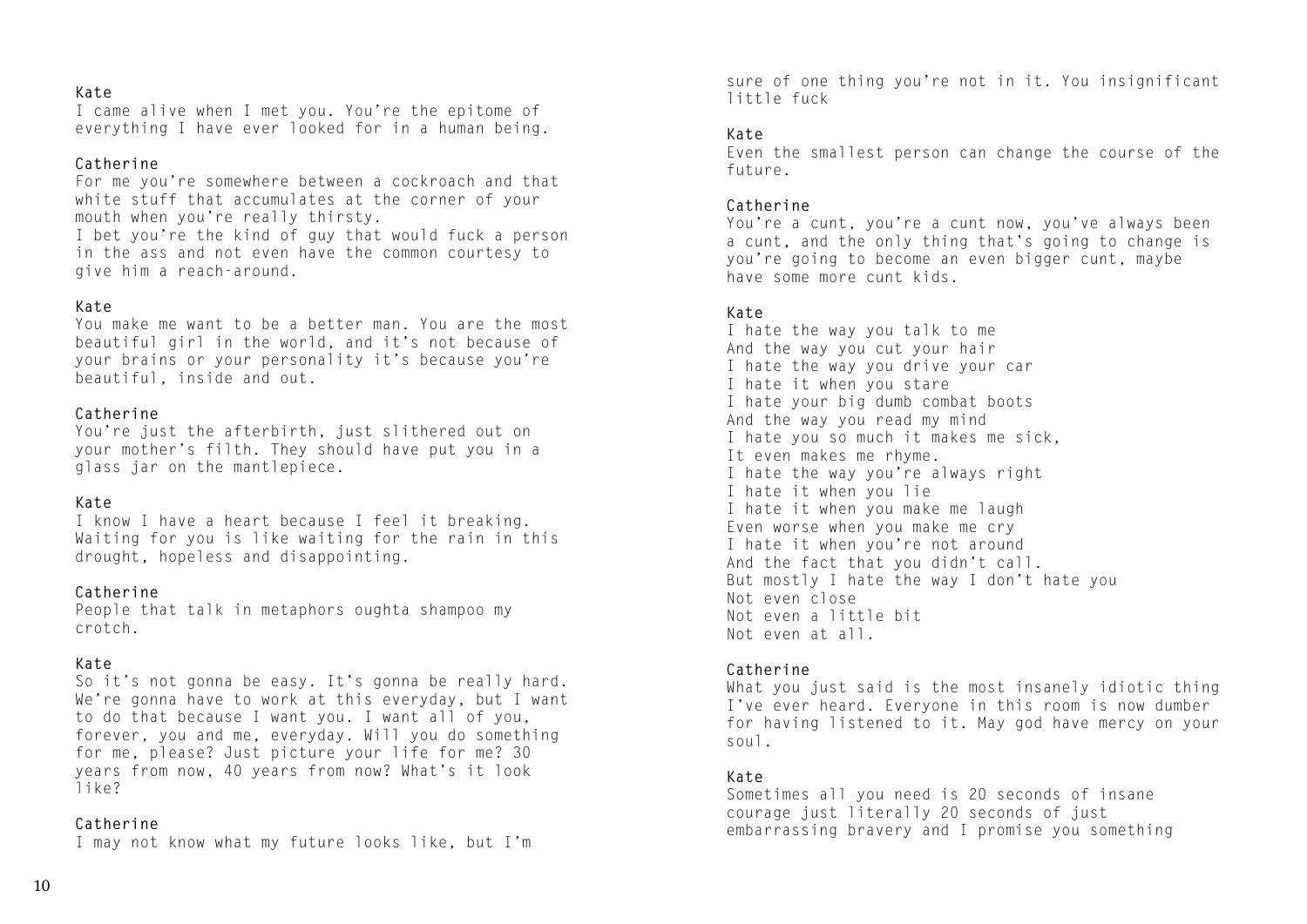**Kate**
I came alive when I met you. You're the epitome of everything I have ever looked for in a human being.

**Catherine**
For me you're somewhere between a cockroach and that white stuff that accumulates at the corner of your mouth when you're really thirsty.
I bet you're the kind of guy that would fuck a person in the ass and not even have the common courtesy to give him a reach-around.

**Kate**
You make me want to be a better man. You are the most beautiful girl in the world, and it's not because of your brains or your personality it's because you're beautiful, inside and out.

**Catherine**
You're just the afterbirth, just slithered out on your mother's filth. They should have put you in a glass jar on the mantlepiece.

**Kate**
I know I have a heart because I feel it breaking. Waiting for you is like waiting for the rain in this drought, hopeless and disappointing.

**Catherine**
People that talk in metaphors oughta shampoo my crotch.

**Kate**
So it's not gonna be easy. It's gonna be really hard. We're gonna have to work at this everyday, but I want to do that because I want you. I want all of you, forever, you and me, everyday. Will you do something for me, please? Just picture your life for me? 30 years from now, 40 years from now? What's it look like?

**Catherine**
I may not know what my future looks like, but I'm sure of one thing you're not in it. You insignificant little fuck

**Kate**
Even the smallest person can change the course of the future.

**Catherine**
You're a cunt, you're a cunt now, you've always been a cunt, and the only thing that's going to change is you're going to become an even bigger cunt, maybe have some more cunt kids.

**Kate**
I hate the way you talk to me
And the way you cut your hair
I hate the way you drive your car
I hate it when you stare
I hate your big dumb combat boots
And the way you read my mind
I hate you so much it makes me sick,
It even makes me rhyme.
I hate the way you're always right
I hate it when you lie
I hate it when you make me laugh
Even worse when you make me cry
I hate it when you're not around
And the fact that you didn't call.
But mostly I hate the way I don't hate you
Not even close
Not even a little bit
Not even at all.

**Catherine**
What you just said is the most insanely idiotic thing I've ever heard. Everyone in this room is now dumber for having listened to it. May god have mercy on your soul.

**Kate**
Sometimes all you need is 20 seconds of insane courage just literally 20 seconds of just embarrassing bravery and I promise you something